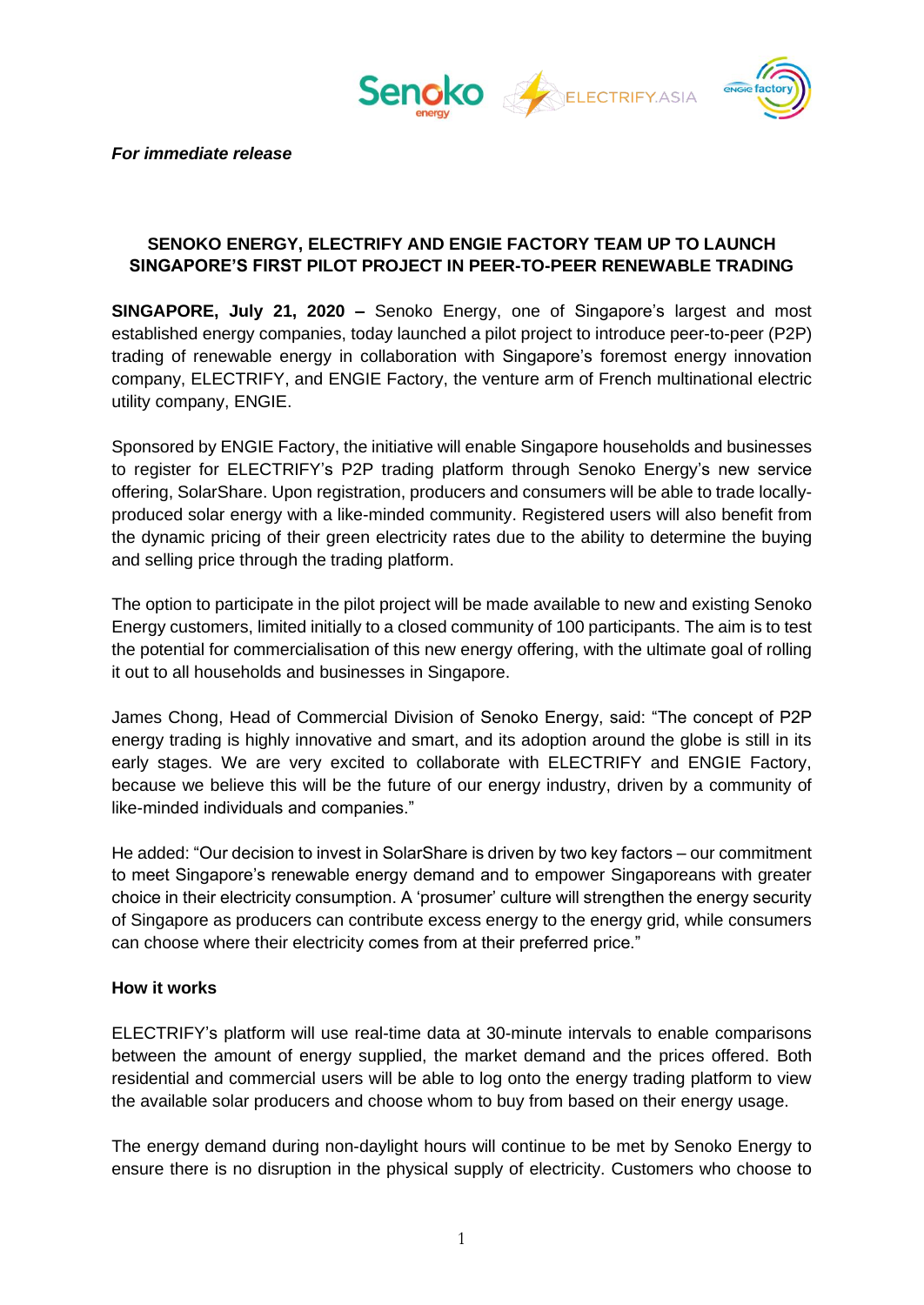*For immediate release*

**SENOKO ENERGY, ELECTRIFY AND ENGIE FACTORY TEAM UP TO LAUNCH SINGAPORE'S FIRST PILOT PROJECT IN PEER-TO-PEER RENEWABLE TRADING**

**SINGAPORE, July 21, 2020 –** Senoko Energy, one of Singapore's largest and most established energy companies, today launched a pilot project to introduce peer-to-peer (P2P) trading of renewable energy in collaboration with Singapore's foremost energy innovation company, ELECTRIFY, and ENGIE Factory, the venture arm of French multinational electric utility company, ENGIE.

Sponsored by ENGIE Factory, the initiative will enable Singapore households and businesses to register for ELECTRIFY's P2P trading platform through Senoko Energy's new service offering, SolarShare. Upon registration, producers and consumers will be able to trade locally-produced solar energy with a like-minded community. Registered users will also benefit from the dynamic pricing of their green electricity rates due to the ability to determine the buying and selling price through the trading platform.

The option to participate in the pilot project will be made available to new and existing Senoko Energy customers, limited initially to a closed community of 100 participants. The aim is to test the potential for commercialisation of this new energy offering, with the ultimate goal of rolling it out to all households and businesses in Singapore.

James Chong, Head of Commercial Division of Senoko Energy, said: "The concept of P2P energy trading is highly innovative and smart, and its adoption around the globe is still in its early stages. We are very excited to collaborate with ELECTRIFY and ENGIE Factory, because we believe this will be the future of our energy industry, driven by a community of like-minded individuals and companies."

He added: "Our decision to invest in SolarShare is driven by two key factors – our commitment to meet Singapore's renewable energy demand and to empower Singaporeans with greater choice in their electricity consumption. A 'prosumer' culture will strengthen the energy security of Singapore as producers can contribute excess energy to the energy grid, while consumers can choose where their electricity comes from at their preferred price."

**How it works**

ELECTRIFY's platform will use real-time data at 30-minute intervals to enable comparisons between the amount of energy supplied, the market demand and the prices offered. Both residential and commercial users will be able to log onto the energy trading platform to view the available solar producers and choose whom to buy from based on their energy usage.

The energy demand during non-daylight hours will continue to be met by Senoko Energy to ensure there is no disruption in the physical supply of electricity. Customers who choose to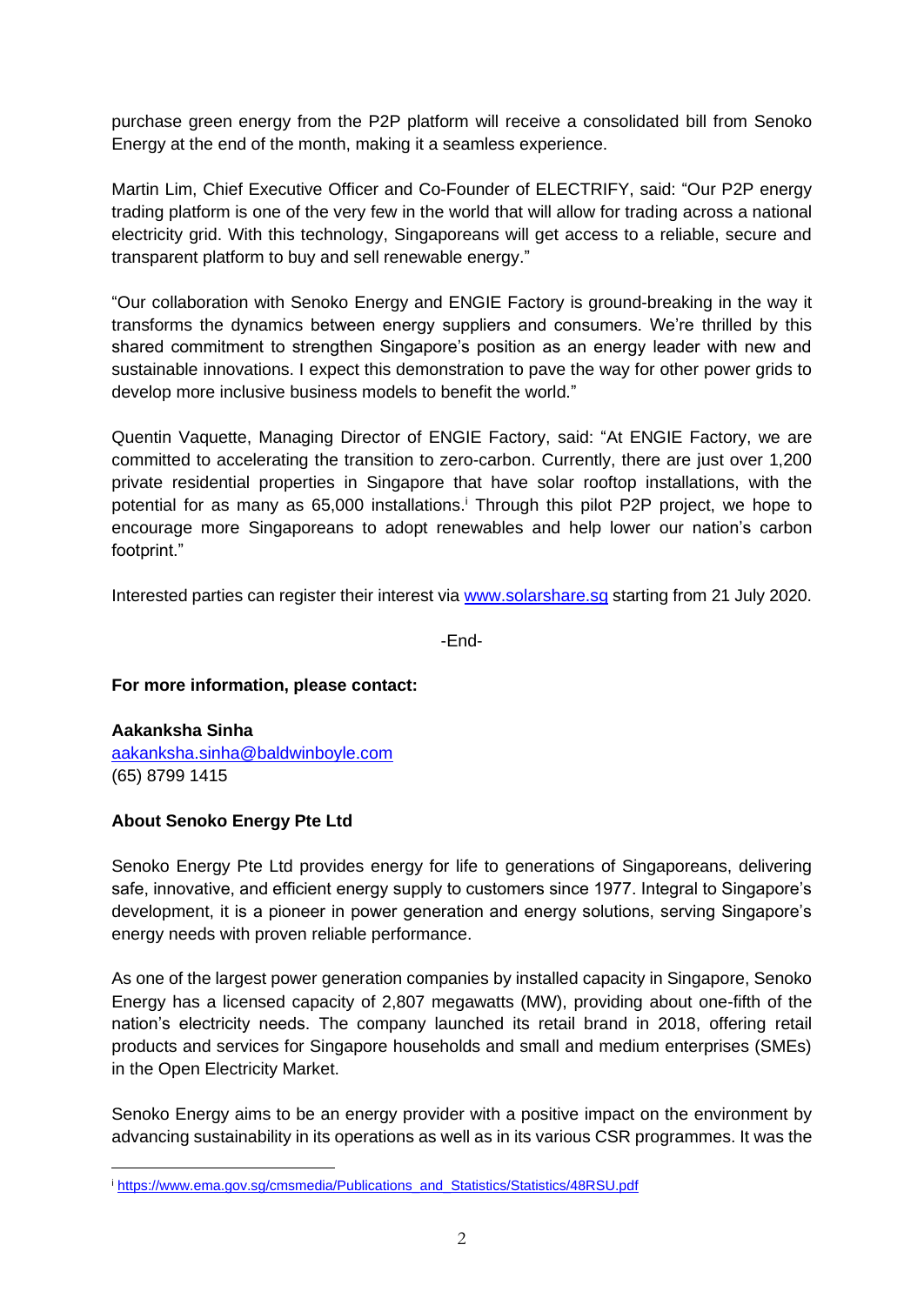purchase green energy from the P2P platform will receive a consolidated bill from Senoko Energy at the end of the month, making it a seamless experience.

Martin Lim, Chief Executive Officer and Co-Founder of ELECTRIFY, said: "Our P2P energy trading platform is one of the very few in the world that will allow for trading across a national electricity grid. With this technology, Singaporeans will get access to a reliable, secure and transparent platform to buy and sell renewable energy."

"Our collaboration with Senoko Energy and ENGIE Factory is ground-breaking in the way it transforms the dynamics between energy suppliers and consumers. We're thrilled by this shared commitment to strengthen Singapore's position as an energy leader with new and sustainable innovations. I expect this demonstration to pave the way for other power grids to develop more inclusive business models to benefit the world."

Quentin Vaquette, Managing Director of ENGIE Factory, said: "At ENGIE Factory, we are committed to accelerating the transition to zero-carbon. Currently, there are just over 1,200 private residential properties in Singapore that have solar rooftop installations, with the potential for as many as 65,000 installations.[i] Through this pilot P2P project, we hope to encourage more Singaporeans to adopt renewables and help lower our nation's carbon footprint."

Interested parties can register their interest via [www.solarshare.sg](http://www.solarshare.sg) starting from 21 July 2020.

-End-

**For more information, please contact:**

**Aakanksha Sinha**
[aakanksha.sinha@baldwinboyle.com](mailto:aakanksha.sinha@baldwinboyle.com)
(65) 8799 1415

**About Senoko Energy Pte Ltd**

Senoko Energy Pte Ltd provides energy for life to generations of Singaporeans, delivering safe, innovative, and efficient energy supply to customers since 1977. Integral to Singapore's development, it is a pioneer in power generation and energy solutions, serving Singapore's energy needs with proven reliable performance.

As one of the largest power generation companies by installed capacity in Singapore, Senoko Energy has a licensed capacity of 2,807 megawatts (MW), providing about one-fifth of the nation's electricity needs. The company launched its retail brand in 2018, offering retail products and services for Singapore households and small and medium enterprises (SMEs) in the Open Electricity Market.

Senoko Energy aims to be an energy provider with a positive impact on the environment by advancing sustainability in its operations as well as in its various CSR programmes. It was the

---

[i] [https://www.ema.gov.sg/cmsmedia/Publications_and_Statistics/Statistics/48RSU.pdf](https://www.ema.gov.sg/cmsmedia/Publications_and_Statistics/Statistics/48RSU.pdf)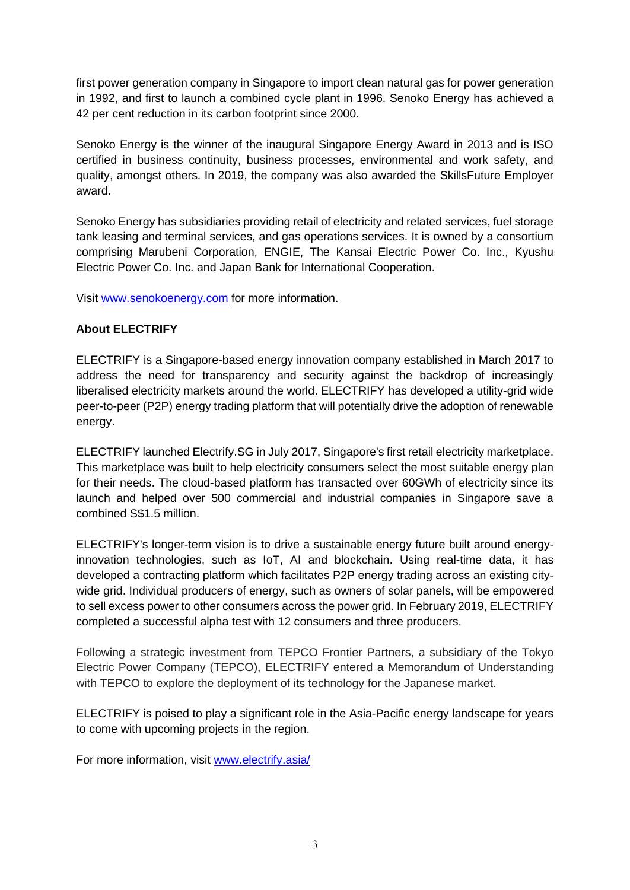first power generation company in Singapore to import clean natural gas for power generation in 1992, and first to launch a combined cycle plant in 1996. Senoko Energy has achieved a 42 per cent reduction in its carbon footprint since 2000.

Senoko Energy is the winner of the inaugural Singapore Energy Award in 2013 and is ISO certified in business continuity, business processes, environmental and work safety, and quality, amongst others. In 2019, the company was also awarded the SkillsFuture Employer award.

Senoko Energy has subsidiaries providing retail of electricity and related services, fuel storage tank leasing and terminal services, and gas operations services. It is owned by a consortium comprising Marubeni Corporation, ENGIE, The Kansai Electric Power Co. Inc., Kyushu Electric Power Co. Inc. and Japan Bank for International Cooperation.

Visit [www.senokoenergy.com](http://www.senokoenergy.com) for more information.

**About ELECTRIFY**

ELECTRIFY is a Singapore-based energy innovation company established in March 2017 to address the need for transparency and security against the backdrop of increasingly liberalised electricity markets around the world. ELECTRIFY has developed a utility-grid wide peer-to-peer (P2P) energy trading platform that will potentially drive the adoption of renewable energy.

ELECTRIFY launched Electrify.SG in July 2017, Singapore's first retail electricity marketplace. This marketplace was built to help electricity consumers select the most suitable energy plan for their needs. The cloud-based platform has transacted over 60GWh of electricity since its launch and helped over 500 commercial and industrial companies in Singapore save a combined S$1.5 million.

ELECTRIFY's longer-term vision is to drive a sustainable energy future built around energy-innovation technologies, such as IoT, AI and blockchain. Using real-time data, it has developed a contracting platform which facilitates P2P energy trading across an existing city-wide grid. Individual producers of energy, such as owners of solar panels, will be empowered to sell excess power to other consumers across the power grid. In February 2019, ELECTRIFY completed a successful alpha test with 12 consumers and three producers.

Following a strategic investment from TEPCO Frontier Partners, a subsidiary of the Tokyo Electric Power Company (TEPCO), ELECTRIFY entered a Memorandum of Understanding with TEPCO to explore the deployment of its technology for the Japanese market.

ELECTRIFY is poised to play a significant role in the Asia-Pacific energy landscape for years to come with upcoming projects in the region.

For more information, visit [www.electrify.asia/](http://www.electrify.asia/)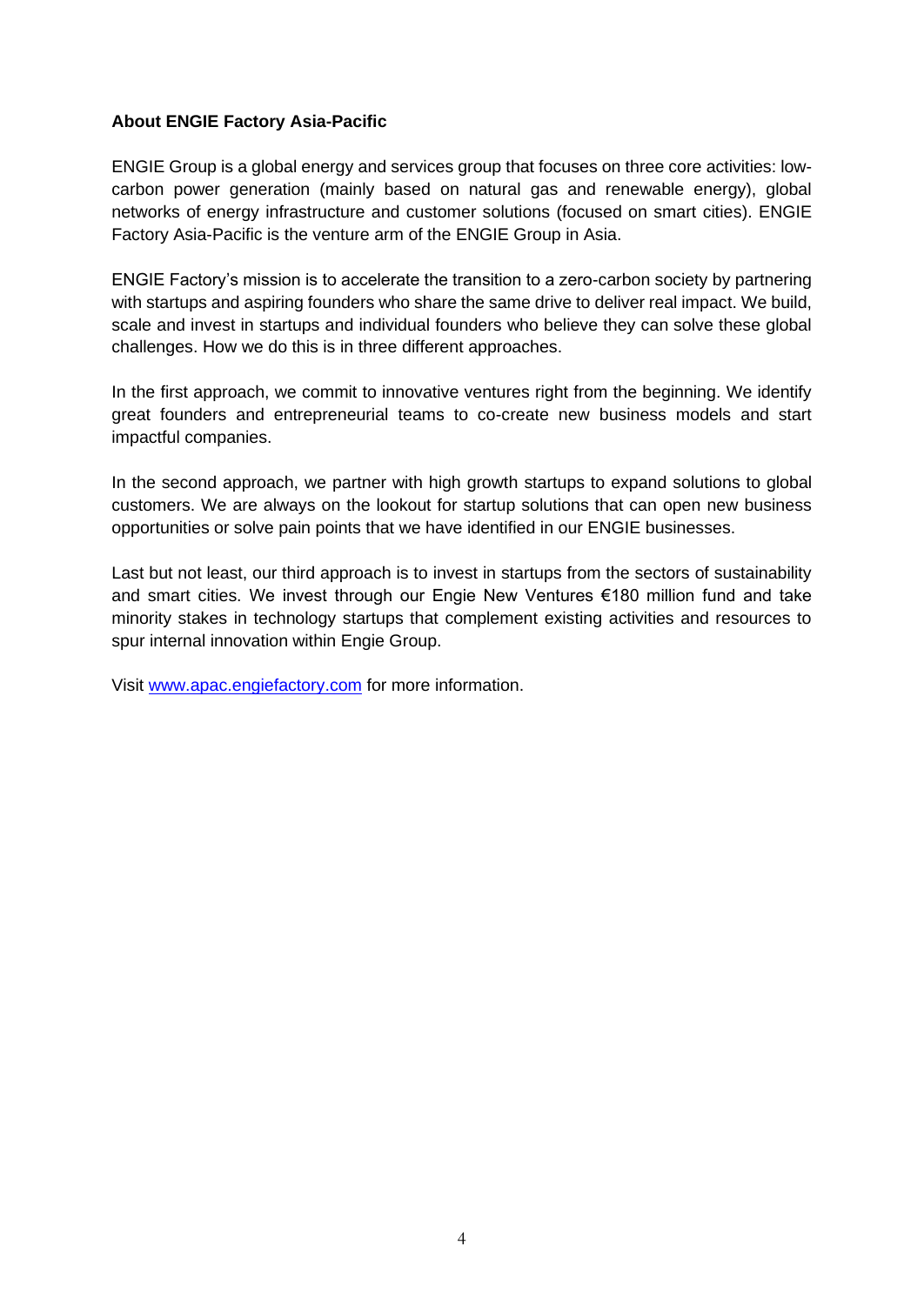**About ENGIE Factory Asia-Pacific**

ENGIE Group is a global energy and services group that focuses on three core activities: low-carbon power generation (mainly based on natural gas and renewable energy), global networks of energy infrastructure and customer solutions (focused on smart cities). ENGIE Factory Asia-Pacific is the venture arm of the ENGIE Group in Asia.

ENGIE Factory's mission is to accelerate the transition to a zero-carbon society by partnering with startups and aspiring founders who share the same drive to deliver real impact. We build, scale and invest in startups and individual founders who believe they can solve these global challenges. How we do this is in three different approaches.

In the first approach, we commit to innovative ventures right from the beginning. We identify great founders and entrepreneurial teams to co-create new business models and start impactful companies.

In the second approach, we partner with high growth startups to expand solutions to global customers. We are always on the lookout for startup solutions that can open new business opportunities or solve pain points that we have identified in our ENGIE businesses.

Last but not least, our third approach is to invest in startups from the sectors of sustainability and smart cities. We invest through our Engie New Ventures €180 million fund and take minority stakes in technology startups that complement existing activities and resources to spur internal innovation within Engie Group.

Visit [www.apac.engiefactory.com](http://www.apac.engiefactory.com) for more information.